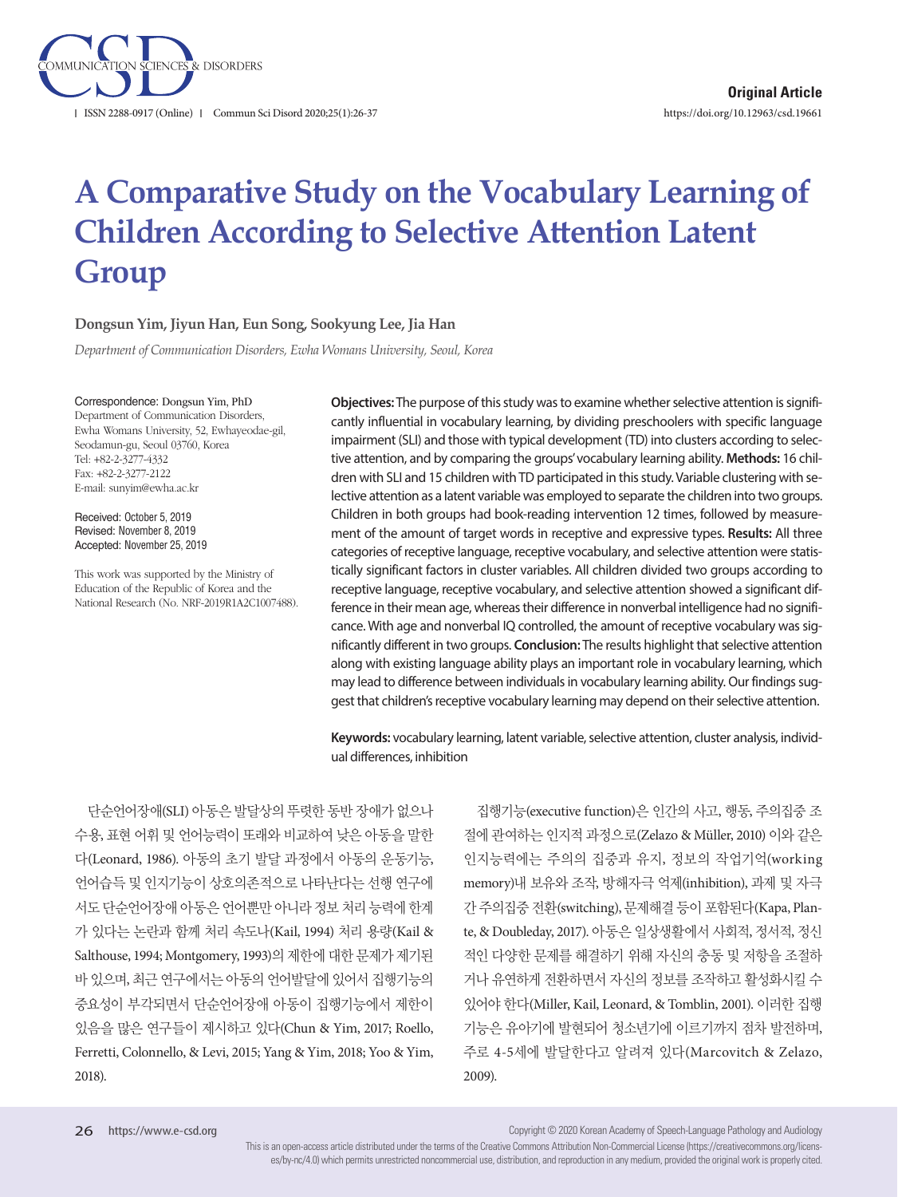**Original Article**

https://doi.org/10.12963/csd.19661

# A Comparative Study on the Vocabulary Learning of Children According to Selective Attention Latent Group

**Dongsun Yim, Jiyun Han, Eun Song, Sookyung Lee, Jia Han**

*Department of Communication Disorders, Ewha Womans University, Seoul, Korea*

Correspondence: Dongsun Yim, PhD
Department of Communication Disorders, Ewha Womans University, 52, Ewhayeodae-gil, Seodamun-gu, Seoul 03760, Korea
Tel: +82-2-3277-4332
Fax: +82-2-3277-2122
E-mail: sunyim@ewha.ac.kr

Received: October 5, 2019
Revised: November 8, 2019
Accepted: November 25, 2019

This work was supported by the Ministry of Education of the Republic of Korea and the National Research (No. NRF-2019R1A2C1007488).

**Objectives:** The purpose of this study was to examine whether selective attention is significantly influential in vocabulary learning, by dividing preschoolers with specific language impairment (SLI) and those with typical development (TD) into clusters according to selective attention, and by comparing the groups' vocabulary learning ability. **Methods:** 16 children with SLI and 15 children with TD participated in this study. Variable clustering with selective attention as a latent variable was employed to separate the children into two groups. Children in both groups had book-reading intervention 12 times, followed by measurement of the amount of target words in receptive and expressive types. **Results:** All three categories of receptive language, receptive vocabulary, and selective attention were statistically significant factors in cluster variables. All children divided two groups according to receptive language, receptive vocabulary, and selective attention showed a significant difference in their mean age, whereas their difference in nonverbal intelligence had no significance. With age and nonverbal IQ controlled, the amount of receptive vocabulary was significantly different in two groups. **Conclusion:** The results highlight that selective attention along with existing language ability plays an important role in vocabulary learning, which may lead to difference between individuals in vocabulary learning ability. Our findings suggest that children's receptive vocabulary learning may depend on their selective attention.

**Keywords:** vocabulary learning, latent variable, selective attention, cluster analysis, individual differences, inhibition

단순언어장애(SLI) 아동은 발달상의 뚜렷한 동반 장애가 없으나 수용, 표현 어휘 및 언어능력이 또래와 비교하여 낮은 아동을 말한다(Leonard, 1986). 아동의 초기 발달 과정에서 아동의 운동기능, 언어습득 및 인지기능이 상호의존적으로 나타난다는 선행 연구에서도 단순언어장애 아동은 언어뿐만 아니라 정보 처리 능력에 한계가 있다는 논란과 함께 처리 속도나(Kail, 1994) 처리 용량(Kail & Salthouse, 1994; Montgomery, 1993)의 제한에 대한 문제가 제기된 바 있으며, 최근 연구에서는 아동의 언어발달에 있어서 집행기능의 중요성이 부각되면서 단순언어장애 아동이 집행기능에서 제한이 있음을 많은 연구들이 제시하고 있다(Chun & Yim, 2017; Roello, Ferretti, Colonnello, & Levi, 2015; Yang & Yim, 2018; Yoo & Yim, 2018).

집행기능(executive function)은 인간의 사고, 행동, 주의집중 조절에 관여하는 인지적 과정으로(Zelazo & Müller, 2010) 이와 같은 인지능력에는 주의의 집중과 유지, 정보의 작업기억(working memory)내 보유와 조작, 방해자극 억제(inhibition), 과제 및 자극 간 주의집중 전환(switching), 문제해결 등이 포함된다(Kapa, Plante, & Doubleday, 2017). 아동은 일상생활에서 사회적, 정서적, 정신적인 다양한 문제를 해결하기 위해 자신의 충동 및 저항을 조절하거나 유연하게 전환하면서 자신의 정보를 조작하고 활성화시킬 수 있어야 한다(Miller, Kail, Leonard, & Tomblin, 2001). 이러한 집행기능은 유아기에 발현되어 청소년기에 이르기까지 점차 발전하며, 주로 4-5세에 발달한다고 알려져 있다(Marcovitch & Zelazo, 2009).

Copyright © 2020 Korean Academy of Speech-Language Pathology and Audiology

This is an open-access article distributed under the terms of the Creative Commons Attribution Non-Commercial License (https://creativecommons.org/licenses/by-nc/4.0) which permits unrestricted noncommercial use, distribution, and reproduction in any medium, provided the original work is properly cited.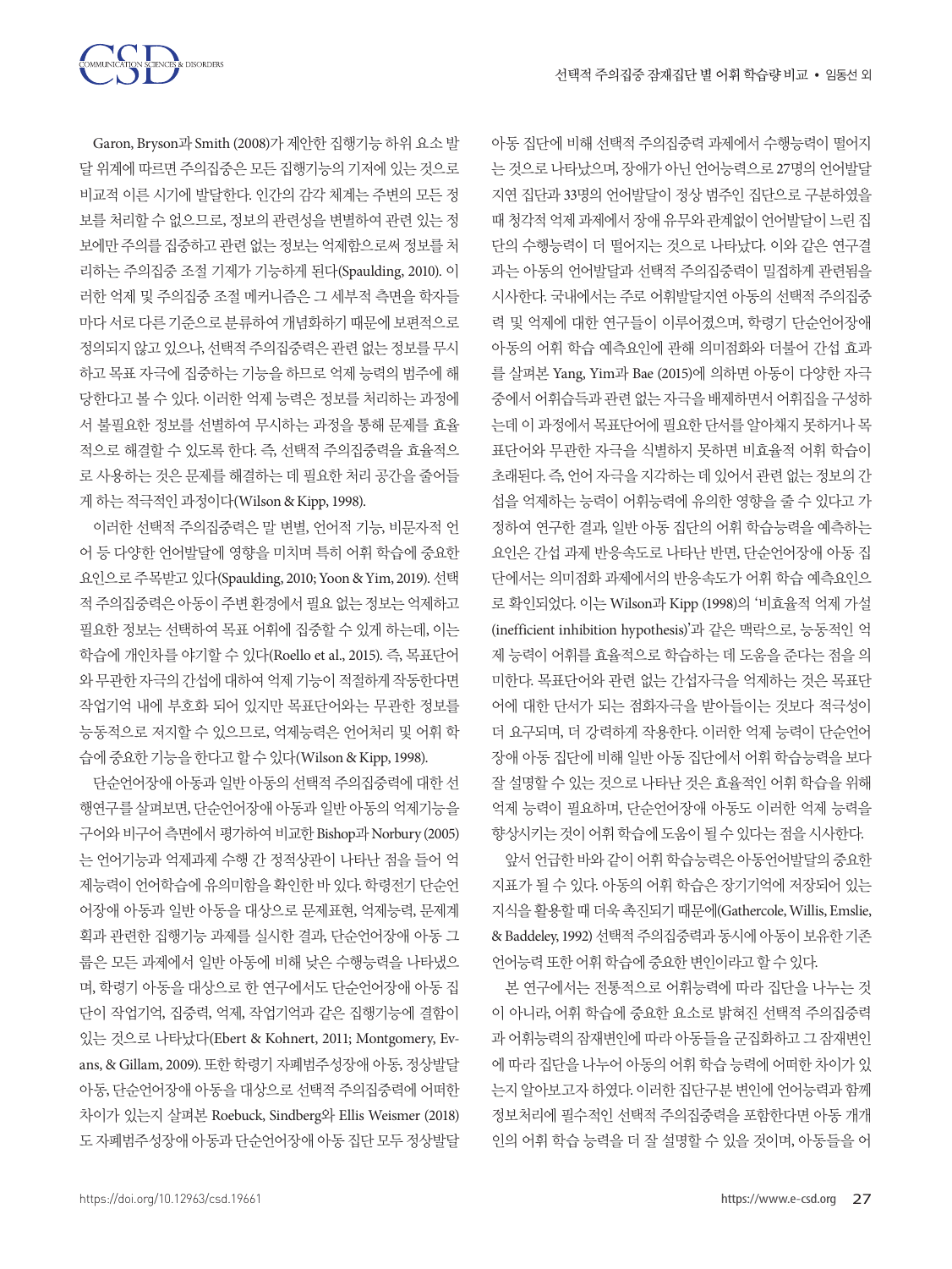Garon, Bryson과 Smith (2008)가 제안한 집행기능 하위 요소 발달 위계에 따르면 주의집중은 모든 집행기능의 기저에 있는 것으로 비교적 이른 시기에 발달한다. 인간의 감각 체계는 주변의 모든 정보를 처리할 수 없으므로, 정보의 관련성을 변별하여 관련 있는 정보에만 주의를 집중하고 관련 없는 정보는 억제함으로써 정보를 처리하는 주의집중 조절 기제가 기능하게 된다(Spaulding, 2010). 이러한 억제 및 주의집중 조절 메커니즘은 그 세부적 측면을 학자들마다 서로 다른 기준으로 분류하여 개념화하기 때문에 보편적으로 정의되지 않고 있으나, 선택적 주의집중력은 관련 없는 정보를 무시하고 목표 자극에 집중하는 기능을 하므로 억제 능력의 범주에 해당한다고 볼 수 있다. 이러한 억제 능력은 정보를 처리하는 과정에서 불필요한 정보를 선별하여 무시하는 과정을 통해 문제를 효율적으로 해결할 수 있도록 한다. 즉, 선택적 주의집중력을 효율적으로 사용하는 것은 문제를 해결하는 데 필요한 처리 공간을 줄어들게 하는 적극적인 과정이다(Wilson & Kipp, 1998).

이러한 선택적 주의집중력은 말 변별, 언어적 기능, 비문자적 언어 등 다양한 언어발달에 영향을 미치며 특히 어휘 학습에 중요한 요인으로 주목받고 있다(Spaulding, 2010; Yoon & Yim, 2019). 선택적 주의집중력은 아동이 주변 환경에서 필요 없는 정보는 억제하고 필요한 정보는 선택하여 목표 어휘에 집중할 수 있게 하는데, 이는 학습에 개인차를 야기할 수 있다(Roello et al., 2015). 즉, 목표단어와 무관한 자극의 간섭에 대하여 억제 기능이 적절하게 작동한다면 작업기억 내에 부호화 되어 있지만 목표단어와는 무관한 정보를 능동적으로 저지할 수 있으므로, 억제능력은 언어처리 및 어휘 학습에 중요한 기능을 한다고 할 수 있다(Wilson & Kipp, 1998).

단순언어장애 아동과 일반 아동의 선택적 주의집중력에 대한 선행연구를 살펴보면, 단순언어장애 아동과 일반 아동의 억제기능을 구어와 비구어 측면에서 평가하여 비교한 Bishop과 Norbury (2005)는 언어기능과 억제과제 수행 간 정적상관이 나타난 점을 들어 억제능력이 언어학습에 유의미함을 확인한 바 있다. 학령전기 단순언어장애 아동과 일반 아동을 대상으로 문제표현, 억제능력, 문제계획과 관련한 집행기능 과제를 실시한 결과, 단순언어장애 아동 그룹은 모든 과제에서 일반 아동에 비해 낮은 수행능력을 나타냈으며, 학령기 아동을 대상으로 한 연구에서도 단순언어장애 아동 집단이 작업기억, 집중력, 억제, 작업기억과 같은 집행기능에 결함이 있는 것으로 나타났다(Ebert & Kohnert, 2011; Montgomery, Evans, & Gillam, 2009). 또한 학령기 자폐범주성장애 아동, 정상발달 아동, 단순언어장애 아동을 대상으로 선택적 주의집중력에 어떠한 차이가 있는지 살펴본 Roebuck, Sindberg와 Ellis Weismer (2018)도 자폐범주성장애 아동과 단순언어장애 아동 집단 모두 정상발달 아동 집단에 비해 선택적 주의집중력 과제에서 수행능력이 떨어지는 것으로 나타났으며, 장애가 아닌 언어능력으로 27명의 언어발달지연 집단과 33명의 언어발달이 정상 범주인 집단으로 구분하였을 때 청각적 억제 과제에서 장애 유무와 관계없이 언어발달이 느린 집단의 수행능력이 더 떨어지는 것으로 나타났다. 이와 같은 연구결과는 아동의 언어발달과 선택적 주의집중력이 밀접하게 관련됨을 시사한다. 국내에서는 주로 어휘발달지연 아동의 선택적 주의집중력 및 억제에 대한 연구들이 이루어졌으며, 학령기 단순언어장애 아동의 어휘 학습 예측요인에 관해 의미점화와 더불어 간섭 효과를 살펴본 Yang, Yim과 Bae (2015)에 의하면 아동이 다양한 자극 중에서 어휘습득과 관련 없는 자극을 배제하면서 어휘집을 구성하는데 이 과정에서 목표단어에 필요한 단서를 알아채지 못하거나 목표단어와 무관한 자극을 식별하지 못하면 비효율적 어휘 학습이 초래된다. 즉, 언어 자극을 지각하는 데 있어서 관련 없는 정보의 간섭을 억제하는 능력이 어휘능력에 유의한 영향을 줄 수 있다고 가정하여 연구한 결과, 일반 아동 집단의 어휘 학습능력을 예측하는 요인은 간섭 과제 반응속도로 나타난 반면, 단순언어장애 아동 집단에서는 의미점화 과제에서의 반응속도가 어휘 학습 예측요인으로 확인되었다. 이는 Wilson과 Kipp (1998)의 '비효율적 억제 가설(inefficient inhibition hypothesis)'과 같은 맥락으로, 능동적인 억제 능력이 어휘를 효율적으로 학습하는 데 도움을 준다는 점을 의미한다. 목표단어와 관련 없는 간섭자극을 억제하는 것은 목표단어에 대한 단서가 되는 점화자극을 받아들이는 것보다 적극성이 더 요구되며, 더 강력하게 작용한다. 이러한 억제 능력이 단순언어장애 아동 집단에 비해 일반 아동 집단에서 어휘 학습능력을 보다 잘 설명할 수 있는 것으로 나타난 것은 효율적인 어휘 학습을 위해 억제 능력이 필요하며, 단순언어장애 아동도 이러한 억제 능력을 향상시키는 것이 어휘 학습에 도움이 될 수 있다는 점을 시사한다.

앞서 언급한 바와 같이 어휘 학습능력은 아동언어발달의 중요한 지표가 될 수 있다. 아동의 어휘 학습은 장기기억에 저장되어 있는 지식을 활용할 때 더욱 촉진되기 때문에(Gathercole, Willis, Emslie, & Baddeley, 1992) 선택적 주의집중력과 동시에 아동이 보유한 기존 언어능력 또한 어휘 학습에 중요한 변인이라고 할 수 있다.

본 연구에서는 전통적으로 어휘능력에 따라 집단을 나누는 것이 아니라, 어휘 학습에 중요한 요소로 밝혀진 선택적 주의집중력과 어휘능력의 잠재변인에 따라 아동들을 군집화하고 그 잠재변인에 따라 집단을 나누어 아동의 어휘 학습 능력에 어떠한 차이가 있는지 알아보고자 하였다. 이러한 집단구분 변인에 언어능력과 함께 정보처리에 필수적인 선택적 주의집중력을 포함한다면 아동 개개인의 어휘 학습 능력을 더 잘 설명할 수 있을 것이며, 아동들을 어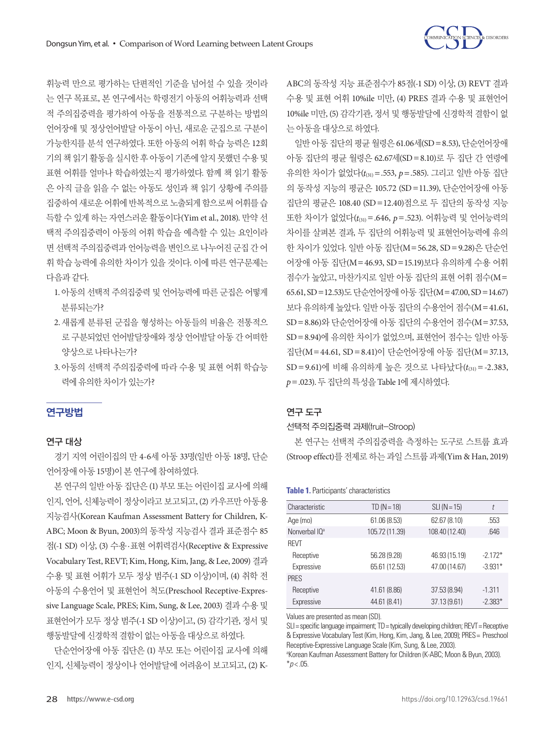휘능력 만으로 평가하는 단편적인 기준을 넘어설 수 있을 것이라는 연구 목표로, 본 연구에서는 학령전기 아동의 어휘능력과 선택적 주의집중력을 평가하여 아동을 전통적으로 구분하는 방법의 언어장애 및 정상언어발달 아동이 아닌, 새로운 군집으로 구분이 가능한지를 분석 연구하였다. 또한 아동의 어휘 학습 능력은 12회기의 책 읽기 활동을 실시한 후 아동이 기존에 알지 못했던 수용 및 표현 어휘를 얼마나 학습하였는지 평가하였다. 함께 책 읽기 활동은 아직 글을 읽을 수 없는 아동도 성인과 책 읽기 상황에 주의를 집중하여 새로운 어휘에 반복적으로 노출되게 함으로써 어휘를 습득할 수 있게 하는 자연스러운 활동이다(Yim et al., 2018). 만약 선택적 주의집중력이 아동의 어휘 학습을 예측할 수 있는 요인이라면 선택적 주의집중력과 언어능력을 변인으로 나누어진 군집 간 어휘 학습 능력에 유의한 차이가 있을 것이다. 이에 따른 연구문제는 다음과 같다.

1. 아동의 선택적 주의집중력 및 언어능력에 따른 군집은 어떻게 분류되는가?
2. 새롭게 분류된 군집을 형성하는 아동들의 비율은 전통적으로 구분되었던 언어발달장애와 정상 언어발달 아동 간 어떠한 양상으로 나타나는가?
3. 아동의 선택적 주의집중력에 따라 수용 및 표현 어휘 학습능력에 유의한 차이가 있는가?

## 연구방법

### 연구 대상

경기 지역 어린이집의 만 4-6세 아동 33명(일반 아동 18명, 단순언어장애 아동 15명)이 본 연구에 참여하였다.

본 연구의 일반 아동 집단은 (1) 부모 또는 어린이집 교사에 의해 인지, 언어, 신체능력이 정상이라고 보고되고, (2) 카우프만 아동용 지능검사(Korean Kaufman Assessment Battery for Children, K-ABC; Moon & Byun, 2003)의 동작성 지능검사 결과 표준점수 85점(-1 SD) 이상, (3) 수용·표현 어휘력검사(Receptive & Expressive Vocabulary Test, REVT; Kim, Hong, Kim, Jang, & Lee, 2009) 결과 수용 및 표현 어휘가 모두 정상 범주(-1 SD 이상)이며, (4) 취학 전 아동의 수용언어 및 표현언어 척도(Preschool Receptive-Expressive Language Scale, PRES; Kim, Sung, & Lee, 2003) 결과 수용 및 표현언어가 모두 정상 범주(-1 SD 이상)이고, (5) 감각기관, 정서 및 행동발달에 신경학적 결함이 없는 아동을 대상으로 하였다.

단순언어장애 아동 집단은 (1) 부모 또는 어린이집 교사에 의해 인지, 신체능력이 정상이나 언어발달에 어려움이 보고되고, (2) K-ABC의 동작성 지능 표준점수가 85점(-1 SD) 이상, (3) REVT 결과 수용 및 표현 어휘 10%ile 미만, (4) PRES 결과 수용 및 표현언어 10%ile 미만, (5) 감각기관, 정서 및 행동발달에 신경학적 결함이 없는 아동을 대상으로 하였다.

일반 아동 집단의 평균 월령은 61.06세(SD=8.53), 단순언어장애 아동 집단의 평균 월령은 62.67세(SD=8.10)로 두 집단 간 연령에 유의한 차이가 없었다($t_{(31)}=.553$, $p=.585$). 그리고 일반 아동 집단의 동작성 지능의 평균은 105.72 (SD=11.39), 단순언어장애 아동 집단의 평균은 108.40 (SD=12.40)점으로 두 집단의 동작성 지능 또한 차이가 없었다($t_{(31)}=.646$, $p=.523$). 어휘능력 및 언어능력의 차이를 살펴본 결과, 두 집단의 어휘능력 및 표현언어능력에 유의한 차이가 있었다. 일반 아동 집단(M=56.28, SD=9.28)은 단순언어장애 아동 집단(M=46.93, SD=15.19)보다 유의하게 수용 어휘 점수가 높았고, 마찬가지로 일반 아동 집단의 표현 어휘 점수(M=65.61, SD=12.53)도 단순언어장애 아동 집단(M=47.00, SD=14.67)보다 유의하게 높았다. 일반 아동 집단의 수용언어 점수(M=41.61, SD=8.86)와 단순언어장애 아동 집단의 수용언어 점수(M=37.53, SD=8.94)에 유의한 차이가 없었으며, 표현언어 점수는 일반 아동 집단(M=44.61, SD=8.41)이 단순언어장애 아동 집단(M=37.13, SD=9.61)에 비해 유의하게 높은 것으로 나타났다($t_{(31)}=-2.383$, $p=.023$). 두 집단의 특성을 Table 1에 제시하였다.

**Table 1.** Participants' characteristics

| Characteristic | TD (N=18) | SLI (N=15) | *t* |
|---|---|---|---|
| Age (mo) | 61.06 (8.53) | 62.67 (8.10) | .553 |
| Nonverbal IQ[a] | 105.72 (11.39) | 108.40 (12.40) | .646 |
| REVT | | | |
| Receptive | 56.28 (9.28) | 46.93 (15.19) | -2.172* |
| Expressive | 65.61 (12.53) | 47.00 (14.67) | -3.931* |
| PRES | | | |
| Receptive | 41.61 (8.86) | 37.53 (8.94) | -1.311 |
| Expressive | 44.61 (8.41) | 37.13 (9.61) | -2.383* |

Values are presented as mean (SD).
SLI=specific language impairment; TD=typically developing children; REVT=Receptive & Expressive Vocabulary Test (Kim, Hong, Kim, Jang, & Lee, 2009); PRES= Preschool Receptive-Expressive Language Scale (Kim, Sung, & Lee, 2003).
[a]Korean Kaufman Assessment Battery for Children (K-ABC; Moon & Byun, 2003).
*$p<.05$.

### 연구 도구

#### 선택적 주의집중력 과제(fruit-Stroop)

본 연구는 선택적 주의집중력을 측정하는 도구로 스트룹 효과(Stroop effect)를 전제로 하는 과일 스트룹 과제(Yim & Han, 2019)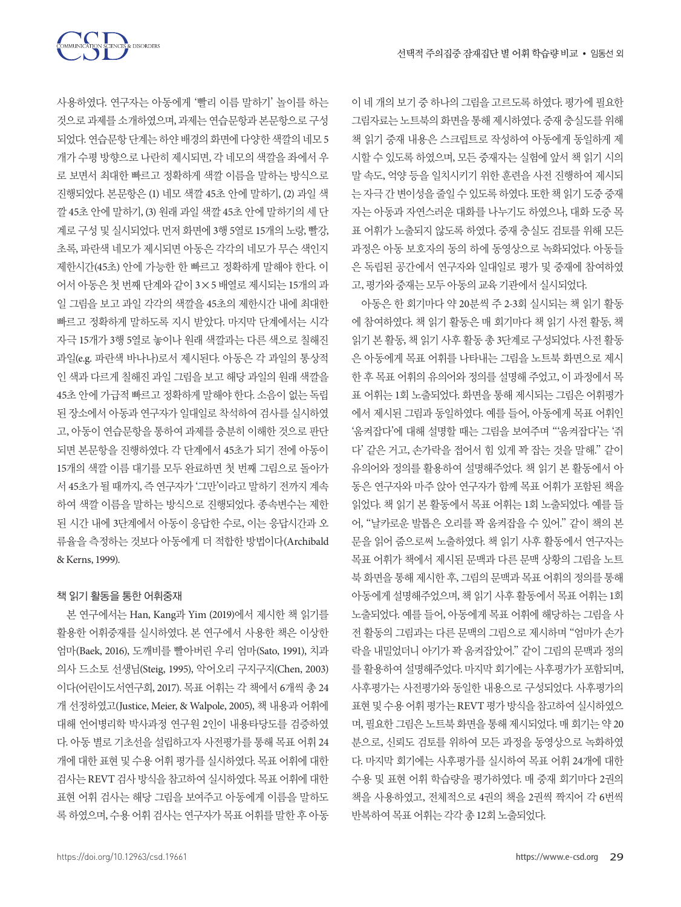사용하였다. 연구자는 아동에게 '빨리 이름 말하기' 놀이를 하는 것으로 과제를 소개하였으며, 과제는 연습문항과 본문항으로 구성되었다. 연습문항 단계는 하얀 배경의 화면에 다양한 색깔의 네모 5개가 수평 방향으로 나란히 제시되면, 각 네모의 색깔을 좌에서 우로 보면서 최대한 빠르고 정확하게 색깔 이름을 말하는 방식으로 진행되었다. 본문항은 (1) 네모 색깔 45초 안에 말하기, (2) 과일 색깔 45초 안에 말하기, (3) 원래 과일 색깔 45초 안에 말하기의 세 단계로 구성 및 실시되었다. 먼저 화면에 3행 5열로 15개의 노랑, 빨강, 초록, 파란색 네모가 제시되면 아동은 각각의 네모가 무슨 색인지 제한시간(45초) 안에 가능한 한 빠르고 정확하게 말해야 한다. 이어서 아동은 첫 번째 단계와 같이 3×5 배열로 제시되는 15개의 과일 그림을 보고 과일 각각의 색깔을 45초의 제한시간 내에 최대한 빠르고 정확하게 말하도록 지시 받았다. 마지막 단계에서는 시각자극 15개가 3행 5열로 놓이나 원래 색깔과는 다른 색으로 칠해진 과일(e.g. 파란색 바나나)로서 제시된다. 아동은 각 과일의 통상적인 색과 다르게 칠해진 과일 그림을 보고 해당 과일의 원래 색깔을 45초 안에 가급적 빠르고 정확하게 말해야 한다. 소음이 없는 독립된 장소에서 아동과 연구자가 일대일로 착석하여 검사를 실시하였고, 아동이 연습문항을 통하여 과제를 충분히 이해한 것으로 판단되면 본문항을 진행하였다. 각 단계에서 45초가 되기 전에 아동이 15개의 색깔 이름 대기를 모두 완료하면 첫 번째 그림으로 돌아가서 45초가 될 때까지, 즉 연구자가 '그만'이라고 말하기 전까지 계속하여 색깔 이름을 말하는 방식으로 진행되었다. 종속변수는 제한된 시간 내에 3단계에서 아동이 응답한 수로, 이는 응답시간과 오류율을 측정하는 것보다 아동에게 더 적합한 방법이다(Archibald & Kerns, 1999).

### 책 읽기 활동을 통한 어휘중재

본 연구에서는 Han, Kang과 Yim (2019)에서 제시한 책 읽기를 활용한 어휘중재를 실시하였다. 본 연구에서 사용한 책은 이상한 엄마(Baek, 2016), 도깨비를 빨아버린 우리 엄마(Sato, 1991), 치과의사 드소토 선생님(Steig, 1995), 악어오리 구지구지(Chen, 2003)이다(어린이도서연구회, 2017). 목표 어휘는 각 책에서 6개씩 총 24개 선정하였고(Justice, Meier, & Walpole, 2005), 책 내용과 어휘에 대해 언어병리학 박사과정 연구원 2인이 내용타당도를 검증하였다. 아동 별로 기초선을 설립하고자 사전평가를 통해 목표 어휘 24개에 대한 표현 및 수용 어휘 평가를 실시하였다. 목표 어휘에 대한 검사는 REVT 검사 방식을 참고하여 실시하였다. 목표 어휘에 대한 표현 어휘 검사는 해당 그림을 보여주고 아동에게 이름을 말하도록 하였으며, 수용 어휘 검사는 연구자가 목표 어휘를 말한 후 아동이 네 개의 보기 중 하나의 그림을 고르도록 하였다. 평가에 필요한 그림자료는 노트북의 화면을 통해 제시하였다. 중재 충실도를 위해 책 읽기 중재 내용은 스크립트로 작성하여 아동에게 동일하게 제시할 수 있도록 하였으며, 모든 중재자는 실험에 앞서 책 읽기 시의 말 속도, 억양 등을 일치시키기 위한 훈련을 사전 진행하여 제시되는 자극 간 변이성을 줄일 수 있도록 하였다. 또한 책 읽기 도중 중재자는 아동과 자연스러운 대화를 나누기도 하였으나, 대화 도중 목표 어휘가 노출되지 않도록 하였다. 중재 충실도 검토를 위해 모든 과정은 아동 보호자의 동의 하에 동영상으로 녹화되었다. 아동들은 독립된 공간에서 연구자와 일대일로 평가 및 중재에 참여하였고, 평가와 중재는 모두 아동의 교육 기관에서 실시되었다.

아동은 한 회기마다 약 20분씩 주 2-3회 실시되는 책 읽기 활동에 참여하였다. 책 읽기 활동은 매 회기마다 책 읽기 사전 활동, 책 읽기 본 활동, 책 읽기 사후 활동 총 3단계로 구성되었다. 사전 활동은 아동에게 목표 어휘를 나타내는 그림을 노트북 화면으로 제시한 후 목표 어휘의 유의어와 정의를 설명해 주었고, 이 과정에서 목표 어휘는 1회 노출되었다. 화면을 통해 제시되는 그림은 어휘평가에서 제시된 그림과 동일하였다. 예를 들어, 아동에게 목표 어휘인 '움켜잡다'에 대해 설명할 때는 그림을 보여주며 "'움켜잡다'는 '쥐다' 같은 거고, 손가락을 접어서 힘 있게 꽉 잡는 것을 말해." 같이 유의어와 정의를 활용하여 설명해주었다. 책 읽기 본 활동에서 아동은 연구자와 마주 앉아 연구자가 함께 목표 어휘가 포함된 책을 읽었다. 책 읽기 본 활동에서 목표 어휘는 1회 노출되었다. 예를 들어, "날카로운 발톱은 오리를 꽉 움켜잡을 수 있어." 같이 책의 본문을 읽어 줌으로써 노출하였다. 책 읽기 사후 활동에서 연구자는 목표 어휘가 책에서 제시된 문맥과 다른 문맥 상황의 그림을 노트북 화면을 통해 제시한 후, 그림의 문맥과 목표 어휘의 정의를 통해 아동에게 설명해주었으며, 책 읽기 사후 활동에서 목표 어휘는 1회 노출되었다. 예를 들어, 아동에게 목표 어휘에 해당하는 그림을 사전 활동의 그림과는 다른 문맥의 그림으로 제시하며 "엄마가 손가락을 내밀었더니 아기가 꽉 움켜잡았어." 같이 그림의 문맥과 정의를 활용하여 설명해주었다. 마지막 회기에는 사후평가가 포함되며, 사후평가는 사전평가와 동일한 내용으로 구성되었다. 사후평가의 표현 및 수용 어휘 평가는 REVT 평가 방식을 참고하여 실시하였으며, 필요한 그림은 노트북 화면을 통해 제시되었다. 매 회기는 약 20분으로, 신뢰도 검토를 위하여 모든 과정을 동영상으로 녹화하였다. 마지막 회기에는 사후평가를 실시하여 목표 어휘 24개에 대한 수용 및 표현 어휘 학습량을 평가하였다. 매 중재 회기마다 2권의 책을 사용하였고, 전체적으로 4권의 책을 2권씩 짝지어 각 6번씩 반복하여 목표 어휘는 각각 총 12회 노출되었다.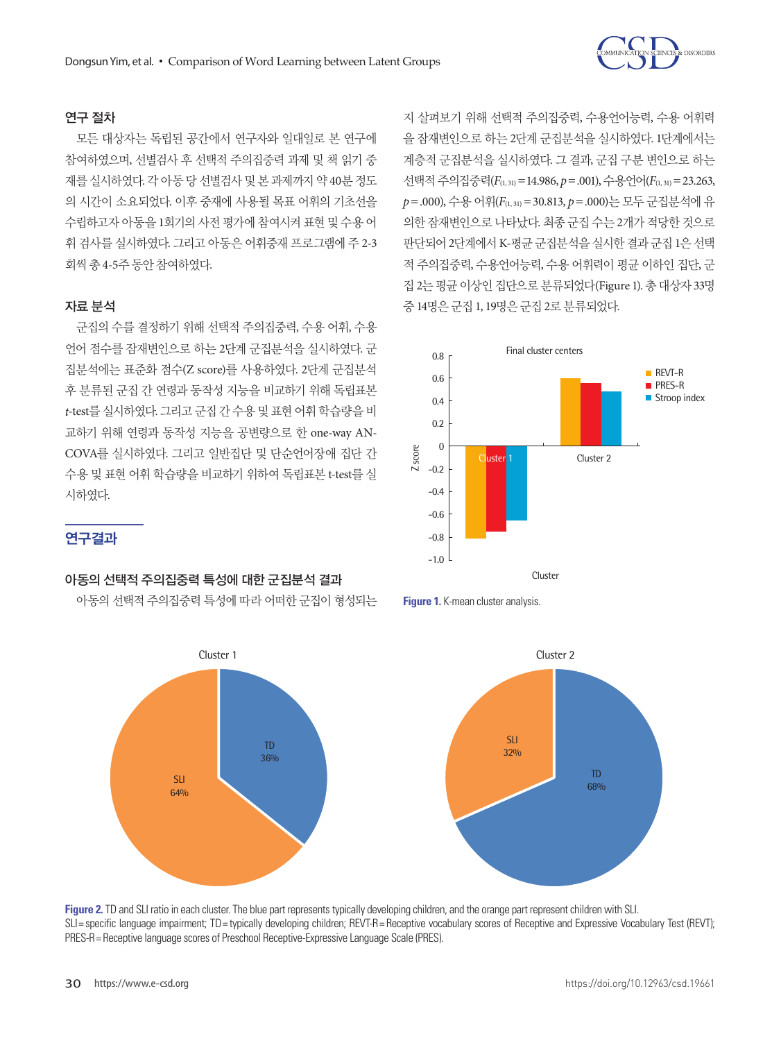### 연구 절차

모든 대상자는 독립된 공간에서 연구자와 일대일로 본 연구에 참여하였으며, 선별검사 후 선택적 주의집중력 과제 및 책 읽기 중재를 실시하였다. 각 아동 당 선별검사 및 본 과제까지 약 40분 정도의 시간이 소요되었다. 이후 중재에 사용될 목표 어휘의 기초선을 수립하고자 아동을 1회기의 사전 평가에 참여시켜 표현 및 수용 어휘 검사를 실시하였다. 그리고 아동은 어휘중재 프로그램에 주 2-3회씩 총 4-5주 동안 참여하였다.

### 자료 분석

군집의 수를 결정하기 위해 선택적 주의집중력, 수용 어휘, 수용언어 점수를 잠재변인으로 하는 2단계 군집분석을 실시하였다. 군집분석에는 표준화 점수(Z score)를 사용하였다. 2단계 군집분석 후 분류된 군집 간 연령과 동작성 지능을 비교하기 위해 독립표본 *t*-test를 실시하였다. 그리고 군집 간 수용 및 표현 어휘 학습량을 비교하기 위해 연령과 동작성 지능을 공변량으로 한 one-way ANCOVA를 실시하였다. 그리고 일반집단 및 단순언어장애 집단 간 수용 및 표현 어휘 학습량을 비교하기 위하여 독립표본 t-test를 실시하였다.

## 연구결과

### 아동의 선택적 주의집중력 특성에 대한 군집분석 결과

아동의 선택적 주의집중력 특성에 따라 어떠한 군집이 형성되는지 살펴보기 위해 선택적 주의집중력, 수용언어능력, 수용 어휘력을 잠재변인으로 하는 2단계 군집분석을 실시하였다. 1단계에서는 계층적 군집분석을 실시하였다. 그 결과, 군집 구분 변인으로 하는 선택적 주의집중력($F_{(1, 31)}$ = 14.986, $p$ = .001), 수용언어($F_{(1, 31)}$ = 23.263, $p$ = .000), 수용 어휘($F_{(1, 31)}$ = 30.813, $p$ = .000)는 모두 군집분석에 유의한 잠재변인으로 나타났다. 최종 군집 수는 2개가 적당한 것으로 판단되어 2단계에서 K-평균 군집분석을 실시한 결과 군집 1은 선택적 주의집중력, 수용언어능력, 수용 어휘력이 평균 이하인 집단, 군집 2는 평균 이상인 집단으로 분류되었다(Figure 1). 총 대상자 33명 중 14명은 군집 1, 19명은 군집 2로 분류되었다.

**Figure 1.** K-mean cluster analysis.

**Figure 2.** TD and SLI ratio in each cluster. The blue part represents typically developing children, and the orange part represent children with SLI.
SLI = specific language impairment; TD = typically developing children; REVT-R = Receptive vocabulary scores of Receptive and Expressive Vocabulary Test (REVT); PRES-R = Receptive language scores of Preschool Receptive-Expressive Language Scale (PRES).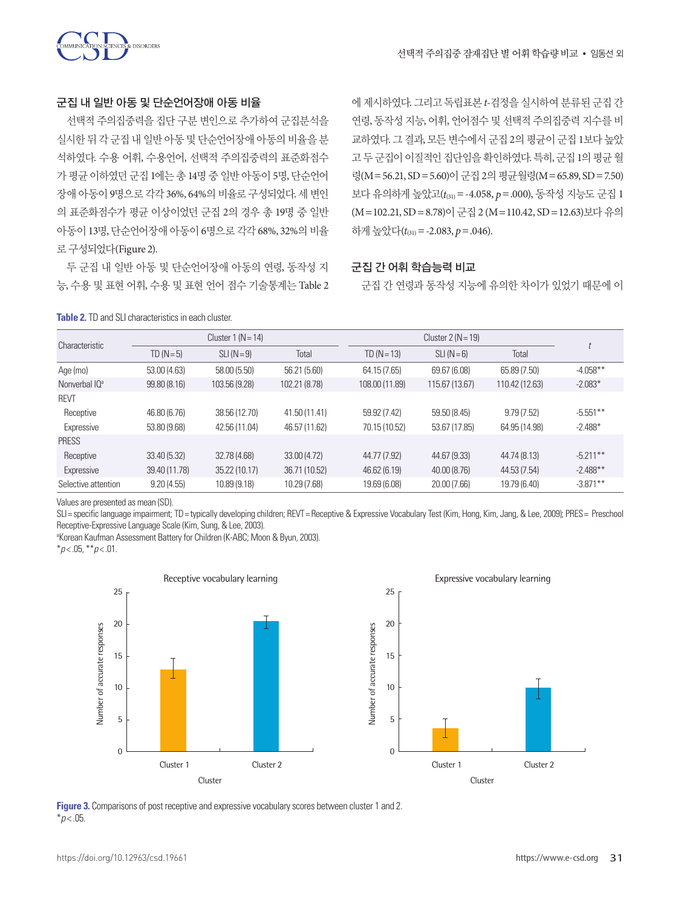### 군집 내 일반 아동 및 단순언어장애 아동 비율

선택적 주의집중력을 집단 구분 변인으로 추가하여 군집분석을 실시한 뒤 각 군집 내 일반 아동 및 단순언어장애 아동의 비율을 분석하였다. 수용 어휘, 수용언어, 선택적 주의집중력의 표준화점수가 평균 이하였던 군집 1에는 총 14명 중 일반 아동이 5명, 단순언어장애 아동이 9명으로 각각 36%, 64%의 비율로 구성되었다. 세 변인의 표준화점수가 평균 이상이었던 군집 2의 경우 총 19명 중 일반 아동이 13명, 단순언어장애 아동이 6명으로 각각 68%, 32%의 비율로 구성되었다(Figure 2).

두 군집 내 일반 아동 및 단순언어장애 아동의 연령, 동작성 지능, 수용 및 표현 어휘, 수용 및 표현 언어 점수 기술통계는 Table 2에 제시하였다. 그리고 독립표본 *t*-검정을 실시하여 분류된 군집 간 연령, 동작성 지능, 어휘, 언어점수 및 선택적 주의집중력 지수를 비교하였다. 그 결과, 모든 변수에서 군집 2의 평균이 군집 1보다 높았고 두 군집이 이질적인 집단임을 확인하였다. 특히, 군집 1의 평균 월령(M = 56.21, SD = 5.60)이 군집 2의 평균월령(M = 65.89, SD = 7.50)보다 유의하게 높았고($t_{(31)}$ = -4.058, $p$ = .000), 동작성 지능도 군집 1 (M = 102.21, SD = 8.78)이 군집 2 (M = 110.42, SD = 12.63)보다 유의하게 높았다($t_{(31)}$ = -2.083, $p$ = .046).

### 군집 간 어휘 학습능력 비교

군집 간 연령과 동작성 지능에 유의한 차이가 있었기 때문에 이

**Table 2.** TD and SLI characteristics in each cluster.

| Characteristic | Cluster 1 (N = 14) | | | Cluster 2 (N = 19) | | | *t* |
|---|---|---|---|---|---|---|---|
| | TD (N = 5) | SLI (N = 9) | Total | TD (N = 13) | SLI (N = 6) | Total | |
| Age (mo) | 53.00 (4.63) | 58.00 (5.50) | 56.21 (5.60) | 64.15 (7.65) | 69.67 (6.08) | 65.89 (7.50) | -4.058** |
| Nonverbal IQ[a] | 99.80 (8.16) | 103.56 (9.28) | 102.21 (8.78) | 108.00 (11.89) | 115.67 (13.67) | 110.42 (12.63) | -2.083* |
| REVT | | | | | | | |
| Receptive | 46.80 (6.76) | 38.56 (12.70) | 41.50 (11.41) | 59.92 (7.42) | 59.50 (8.45) | 9.79 (7.52) | -5.551** |
| Expressive | 53.80 (9.68) | 42.56 (11.04) | 46.57 (11.62) | 70.15 (10.52) | 53.67 (17.85) | 64.95 (14.98) | -2.488* |
| PRESS | | | | | | | |
| Receptive | 33.40 (5.32) | 32.78 (4.68) | 33.00 (4.72) | 44.77 (7.92) | 44.67 (9.33) | 44.74 (8.13) | -5.211** |
| Expressive | 39.40 (11.78) | 35.22 (10.17) | 36.71 (10.52) | 46.62 (6.19) | 40.00 (8.76) | 44.53 (7.54) | -2.488** |
| Selective attention | 9.20 (4.55) | 10.89 (9.18) | 10.29 (7.68) | 19.69 (6.08) | 20.00 (7.66) | 19.79 (6.40) | -3.871** |

Values are presented as mean (SD).
SLI = specific language impairment; TD = typically developing children; REVT = Receptive & Expressive Vocabulary Test (Kim, Hong, Kim, Jang, & Lee, 2009); PRES = Preschool Receptive-Expressive Language Scale (Kim, Sung, & Lee, 2003).
[a]Korean Kaufman Assessment Battery for Children (K-ABC; Moon & Byun, 2003).
*$p$ < .05, **$p$ < .01.

**Figure 3.** Comparisons of post receptive and expressive vocabulary scores between cluster 1 and 2.
*$p$ < .05.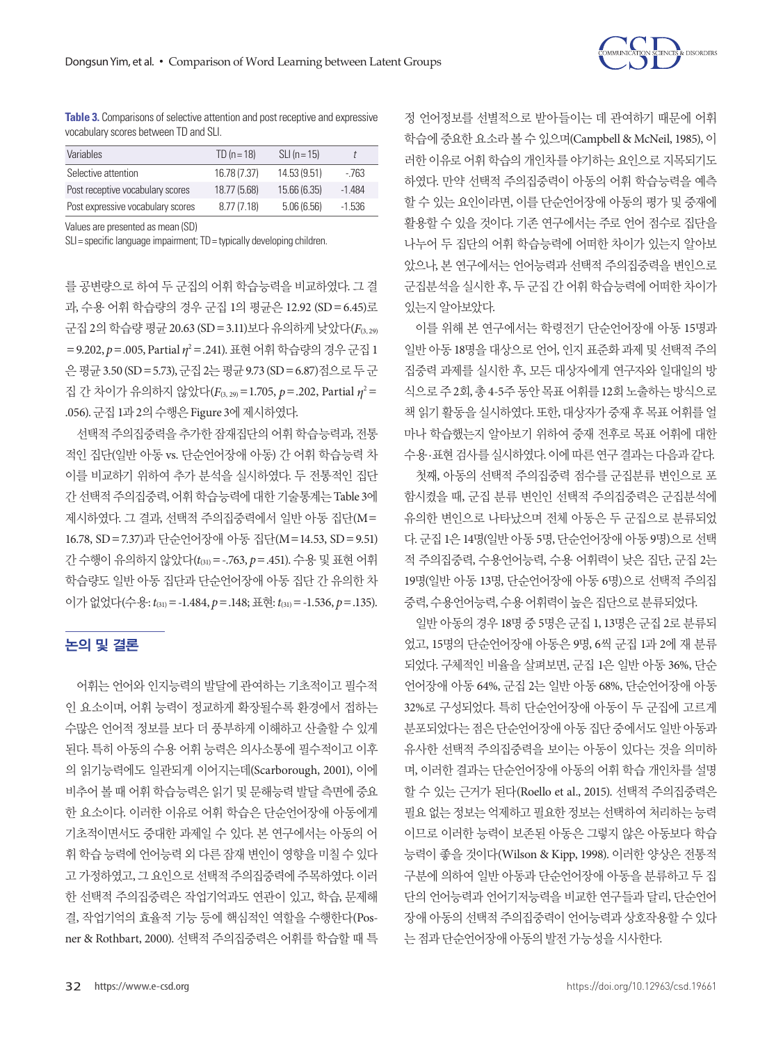**Table 3.** Comparisons of selective attention and post receptive and expressive vocabulary scores between TD and SLI.

| Variables | TD (n = 18) | SLI (n = 15) | *t* |
|---|---|---|---|
| Selective attention | 16.78 (7.37) | 14.53 (9.51) | -.763 |
| Post receptive vocabulary scores | 18.77 (5.68) | 15.66 (6.35) | -1.484 |
| Post expressive vocabulary scores | 8.77 (7.18) | 5.06 (6.56) | -1.536 |

Values are presented as mean (SD)

SLI = specific language impairment; TD = typically developing children.

를 공변량으로 하여 두 군집의 어휘 학습능력을 비교하였다. 그 결과, 수용 어휘 학습량의 경우 군집 1의 평균은 12.92 (SD = 6.45)로 군집 2의 학습량 평균 20.63 (SD = 3.11)보다 유의하게 낮았다($F_{(3, 29)}$ = 9.202, $p$ = .005, Partial $\eta^2$ = .241). 표현 어휘 학습량의 경우 군집 1은 평균 3.50 (SD = 5.73), 군집 2는 평균 9.73 (SD = 6.87)점으로 두 군집 간 차이가 유의하지 않았다($F_{(3, 29)}$ = 1.705, $p$ = .202, Partial $\eta^2$ = .056). 군집 1과 2의 수행은 Figure 3에 제시하였다.

선택적 주의집중력을 추가한 잠재집단의 어휘 학습능력과, 전통적인 집단(일반 아동 vs. 단순언어장애 아동) 간 어휘 학습능력 차이를 비교하기 위하여 추가 분석을 실시하였다. 두 전통적인 집단 간 선택적 주의집중력, 어휘 학습능력에 대한 기술통계는 Table 3에 제시하였다. 그 결과, 선택적 주의집중력에서 일반 아동 집단(M = 16.78, SD = 7.37)과 단순언어장애 아동 집단(M = 14.53, SD = 9.51) 간 수행이 유의하지 않았다($t_{(31)}$ = -.763, $p$ = .451). 수용 및 표현 어휘 학습량도 일반 아동 집단과 단순언어장애 아동 집단 간 유의한 차이가 없었다(수용: $t_{(31)}$ = -1.484, $p$ = .148; 표현: $t_{(31)}$ = -1.536, $p$ = .135).

## 논의 및 결론

어휘는 언어와 인지능력의 발달에 관여하는 기초적이고 필수적인 요소이며, 어휘 능력이 정교하게 확장될수록 환경에서 접하는 수많은 언어적 정보를 보다 더 풍부하게 이해하고 산출할 수 있게 된다. 특히 아동의 수용 어휘 능력은 의사소통에 필수적이고 이후의 읽기능력에도 일관되게 이어지는데(Scarborough, 2001), 이에 비추어 볼 때 어휘 학습능력은 읽기 및 문해능력 발달 측면에 중요한 요소이다. 이러한 이유로 어휘 학습은 단순언어장애 아동에게 기초적이면서도 중대한 과제일 수 있다. 본 연구에서는 아동의 어휘 학습 능력에 언어능력 외 다른 잠재 변인이 영향을 미칠 수 있다고 가정하였고, 그 요인으로 선택적 주의집중력에 주목하였다. 이러한 선택적 주의집중력은 작업기억과도 연관이 있고, 학습, 문제해결, 작업기억의 효율적 기능 등에 핵심적인 역할을 수행한다(Posner & Rothbart, 2000). 선택적 주의집중력은 어휘를 학습할 때 특정 언어정보를 선별적으로 받아들이는 데 관여하기 때문에 어휘 학습에 중요한 요소라 볼 수 있으며(Campbell & McNeil, 1985), 이러한 이유로 어휘 학습의 개인차를 야기하는 요인으로 지목되기도 하였다. 만약 선택적 주의집중력이 아동의 어휘 학습능력을 예측할 수 있는 요인이라면, 이를 단순언어장애 아동의 평가 및 중재에 활용할 수 있을 것이다. 기존 연구에서는 주로 언어 점수로 집단을 나누어 두 집단의 어휘 학습능력에 어떠한 차이가 있는지 알아보았으나, 본 연구에서는 언어능력과 선택적 주의집중력을 변인으로 군집분석을 실시한 후, 두 군집 간 어휘 학습능력에 어떠한 차이가 있는지 알아보았다.

이를 위해 본 연구에서는 학령전기 단순언어장애 아동 15명과 일반 아동 18명을 대상으로 언어, 인지 표준화 과제 및 선택적 주의집중력 과제를 실시한 후, 모든 대상자에게 연구자와 일대일의 방식으로 주 2회, 총 4-5주 동안 목표 어휘를 12회 노출하는 방식으로 책 읽기 활동을 실시하였다. 또한, 대상자가 중재 후 목표 어휘를 얼마나 학습했는지 알아보기 위하여 중재 전후로 목표 어휘에 대한 수용·표현 검사를 실시하였다. 이에 따른 연구 결과는 다음과 같다.

첫째, 아동의 선택적 주의집중력 점수를 군집분류 변인으로 포함시켰을 때, 군집 분류 변인인 선택적 주의집중력은 군집분석에 유의한 변인으로 나타났으며 전체 아동은 두 군집으로 분류되었다. 군집 1은 14명(일반 아동 5명, 단순언어장애 아동 9명)으로 선택적 주의집중력, 수용언어능력, 수용 어휘력이 낮은 집단, 군집 2는 19명(일반 아동 13명, 단순언어장애 아동 6명)으로 선택적 주의집중력, 수용언어능력, 수용 어휘력이 높은 집단으로 분류되었다.

일반 아동의 경우 18명 중 5명은 군집 1, 13명은 군집 2로 분류되었고, 15명의 단순언어장애 아동은 9명, 6씩 군집 1과 2에 재 분류되었다. 구체적인 비율을 살펴보면, 군집 1은 일반 아동 36%, 단순언어장애 아동 64%, 군집 2는 일반 아동 68%, 단순언어장애 아동 32%로 구성되었다. 특히 단순언어장애 아동이 두 군집에 고르게 분포되었다는 점은 단순언어장애 아동 집단 중에서도 일반 아동과 유사한 선택적 주의집중력을 보이는 아동이 있다는 것을 의미하며, 이러한 결과는 단순언어장애 아동의 어휘 학습 개인차를 설명할 수 있는 근거가 된다(Roello et al., 2015). 선택적 주의집중력은 필요 없는 정보는 억제하고 필요한 정보는 선택하여 처리하는 능력이므로 이러한 능력이 보존된 아동은 그렇지 않은 아동보다 학습능력이 좋을 것이다(Wilson & Kipp, 1998). 이러한 양상은 전통적 구분에 의하여 일반 아동과 단순언어장애 아동을 분류하고 두 집단의 언어능력과 언어기저능력을 비교한 연구들과 달리, 단순언어장애 아동의 선택적 주의집중력이 언어능력과 상호작용할 수 있다는 점과 단순언어장애 아동의 발전 가능성을 시사한다.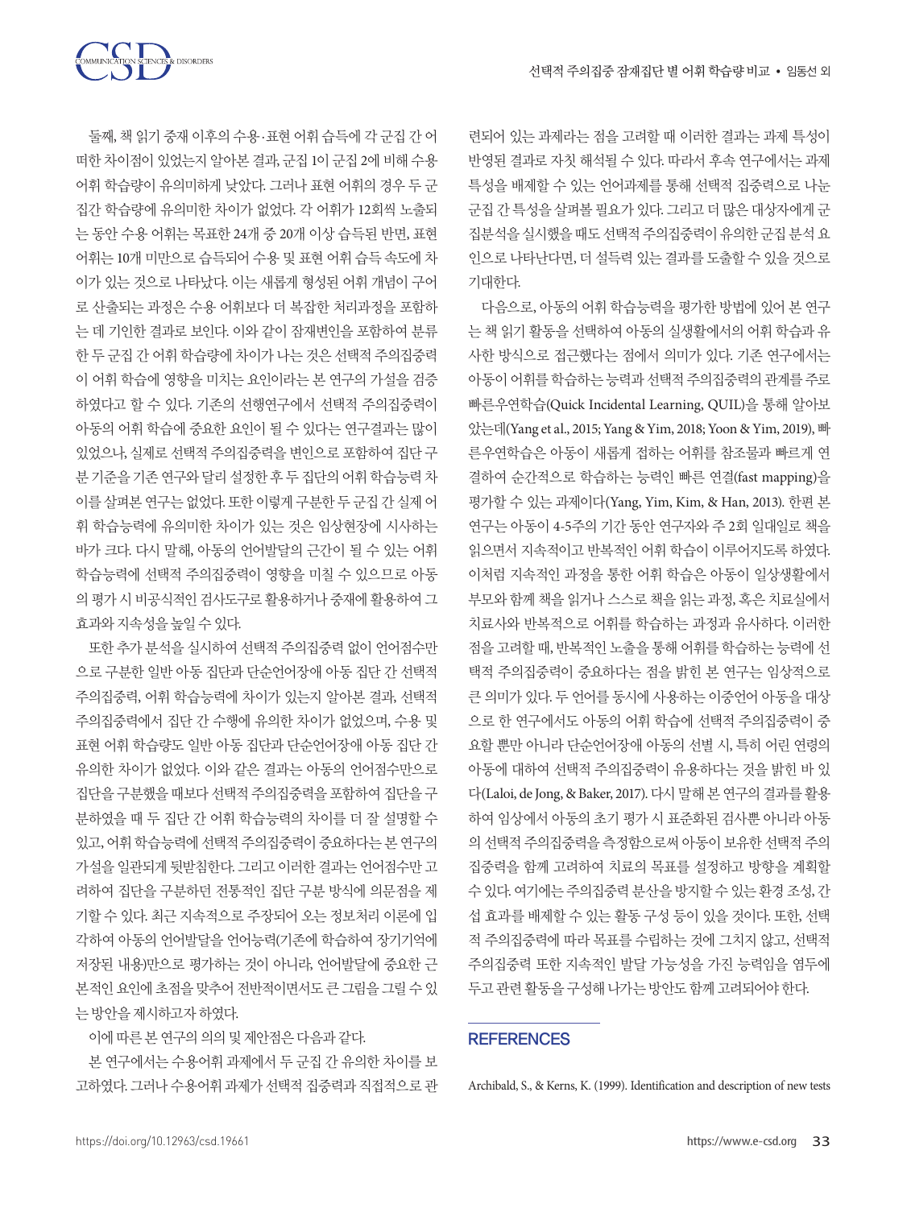둘째, 책 읽기 중재 이후의 수용·표현 어휘 습득에 각 군집 간 어떠한 차이점이 있었는지 알아본 결과, 군집 1이 군집 2에 비해 수용 어휘 학습량이 유의미하게 낮았다. 그러나 표현 어휘의 경우 두 군집간 학습량에 유의미한 차이가 없었다. 각 어휘가 12회씩 노출되는 동안 수용 어휘는 목표한 24개 중 20개 이상 습득된 반면, 표현 어휘는 10개 미만으로 습득되어 수용 및 표현 어휘 습득 속도에 차이가 있는 것으로 나타났다. 이는 새롭게 형성된 어휘 개념이 구어로 산출되는 과정은 수용 어휘보다 더 복잡한 처리과정을 포함하는 데 기인한 결과로 보인다. 이와 같이 잠재변인을 포함하여 분류한 두 군집 간 어휘 학습량에 차이가 나는 것은 선택적 주의집중력이 어휘 학습에 영향을 미치는 요인이라는 본 연구의 가설을 검증하였다고 할 수 있다. 기존의 선행연구에서 선택적 주의집중력이 아동의 어휘 학습에 중요한 요인이 될 수 있다는 연구결과는 많이 있었으나, 실제로 선택적 주의집중력을 변인으로 포함하여 집단 구분 기준을 기존 연구와 달리 설정한 후 두 집단의 어휘 학습능력 차이를 살펴본 연구는 없었다. 또한 이렇게 구분한 두 군집 간 실제 어휘 학습능력에 유의미한 차이가 있는 것은 임상현장에 시사하는 바가 크다. 다시 말해, 아동의 언어발달의 근간이 될 수 있는 어휘 학습능력에 선택적 주의집중력이 영향을 미칠 수 있으므로 아동의 평가 시 비공식적인 검사도구로 활용하거나 중재에 활용하여 그 효과와 지속성을 높일 수 있다.

또한 추가 분석을 실시하여 선택적 주의집중력 없이 언어점수만으로 구분한 일반 아동 집단과 단순언어장애 아동 집단 간 선택적 주의집중력, 어휘 학습능력에 차이가 있는지 알아본 결과, 선택적 주의집중력에서 집단 간 수행에 유의한 차이가 없었으며, 수용 및 표현 어휘 학습량도 일반 아동 집단과 단순언어장애 아동 집단 간 유의한 차이가 없었다. 이와 같은 결과는 아동의 언어점수만으로 집단을 구분했을 때보다 선택적 주의집중력을 포함하여 집단을 구분하였을 때 두 집단 간 어휘 학습능력의 차이를 더 잘 설명할 수 있고, 어휘 학습능력에 선택적 주의집중력이 중요하다는 본 연구의 가설을 일관되게 뒷받침한다. 그리고 이러한 결과는 언어점수만 고려하여 집단을 구분하던 전통적인 집단 구분 방식에 의문점을 제기할 수 있다. 최근 지속적으로 주장되어 오는 정보처리 이론에 입각하여 아동의 언어발달을 언어능력(기존에 학습하여 장기기억에 저장된 내용)만으로 평가하는 것이 아니라, 언어발달에 중요한 근본적인 요인에 초점을 맞추어 전반적이면서도 큰 그림을 그릴 수 있는 방안을 제시하고자 하였다.

이에 따른 본 연구의 의의 및 제안점은 다음과 같다.

본 연구에서는 수용어휘 과제에서 두 군집 간 유의한 차이를 보고하였다. 그러나 수용어휘 과제가 선택적 집중력과 직접적으로 관련되어 있는 과제라는 점을 고려할 때 이러한 결과는 과제 특성이 반영된 결과로 자칫 해석될 수 있다. 따라서 후속 연구에서는 과제 특성을 배제할 수 있는 언어과제를 통해 선택적 집중력으로 나눈 군집 간 특성을 살펴볼 필요가 있다. 그리고 더 많은 대상자에게 군집분석을 실시했을 때도 선택적 주의집중력이 유의한 군집 분석 요인으로 나타난다면, 더 설득력 있는 결과를 도출할 수 있을 것으로 기대한다.

다음으로, 아동의 어휘 학습능력을 평가한 방법에 있어 본 연구는 책 읽기 활동을 선택하여 아동의 실생활에서의 어휘 학습과 유사한 방식으로 접근했다는 점에서 의미가 있다. 기존 연구에서는 아동이 어휘를 학습하는 능력과 선택적 주의집중력의 관계를 주로 빠른우연학습(Quick Incidental Learning, QUIL)을 통해 알아보았는데(Yang et al., 2015; Yang & Yim, 2018; Yoon & Yim, 2019), 빠른우연학습은 아동이 새롭게 접하는 어휘를 참조물과 빠르게 연결하여 순간적으로 학습하는 능력인 빠른 연결(fast mapping)을 평가할 수 있는 과제이다(Yang, Yim, Kim, & Han, 2013). 한편 본 연구는 아동이 4-5주의 기간 동안 연구자와 주 2회 일대일로 책을 읽으면서 지속적이고 반복적인 어휘 학습이 이루어지도록 하였다. 이처럼 지속적인 과정을 통한 어휘 학습은 아동이 일상생활에서 부모와 함께 책을 읽거나 스스로 책을 읽는 과정, 혹은 치료실에서 치료사와 반복적으로 어휘를 학습하는 과정과 유사하다. 이러한 점을 고려할 때, 반복적인 노출을 통해 어휘를 학습하는 능력에 선택적 주의집중력이 중요하다는 점을 밝힌 본 연구는 임상적으로 큰 의미가 있다. 두 언어를 동시에 사용하는 이중언어 아동을 대상으로 한 연구에서도 아동의 어휘 학습에 선택적 주의집중력이 중요할 뿐만 아니라 단순언어장애 아동의 선별 시, 특히 어린 연령의 아동에 대하여 선택적 주의집중력이 유용하다는 것을 밝힌 바 있다(Laloi, de Jong, & Baker, 2017). 다시 말해 본 연구의 결과를 활용하여 임상에서 아동의 초기 평가 시 표준화된 검사뿐 아니라 아동의 선택적 주의집중력을 측정함으로써 아동이 보유한 선택적 주의집중력을 함께 고려하여 치료의 목표를 설정하고 방향을 계획할 수 있다. 여기에는 주의집중력 분산을 방지할 수 있는 환경 조성, 간섭 효과를 배제할 수 있는 활동 구성 등이 있을 것이다. 또한, 선택적 주의집중력에 따라 목표를 수립하는 것에 그치지 않고, 선택적 주의집중력 또한 지속적인 발달 가능성을 가진 능력임을 염두에 두고 관련 활동을 구성해 나가는 방안도 함께 고려되어야 한다.

## REFERENCES

Archibald, S., & Kerns, K. (1999). Identification and description of new tests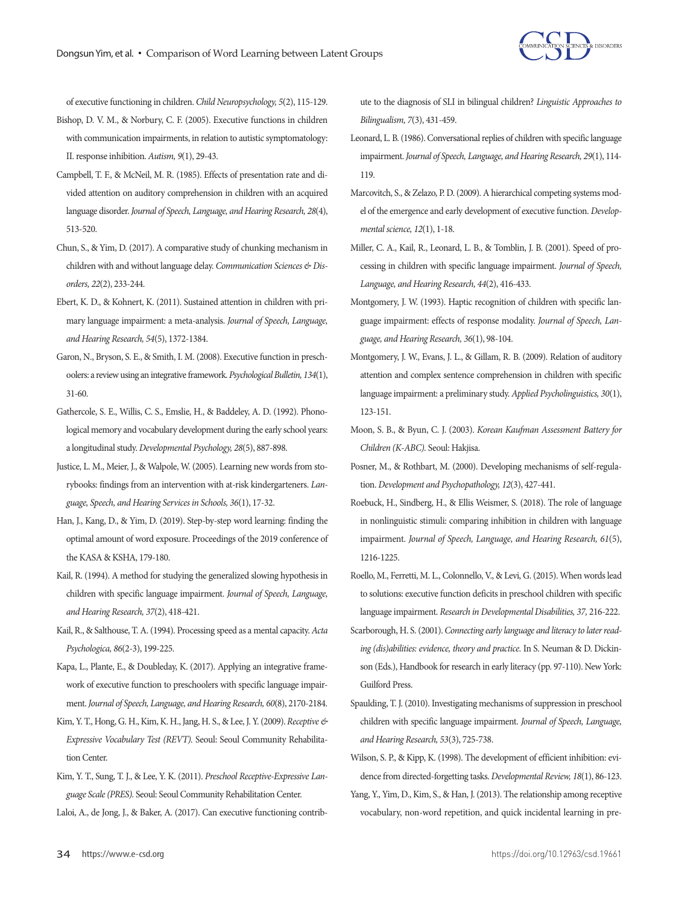of executive functioning in children. *Child Neuropsychology, 5*(2), 115-129.

Bishop, D. V. M., & Norbury, C. F. (2005). Executive functions in children with communication impairments, in relation to autistic symptomatology: II. response inhibition. *Autism, 9*(1), 29-43.

Campbell, T. F., & McNeil, M. R. (1985). Effects of presentation rate and divided attention on auditory comprehension in children with an acquired language disorder. *Journal of Speech, Language, and Hearing Research, 28*(4), 513-520.

Chun, S., & Yim, D. (2017). A comparative study of chunking mechanism in children with and without language delay. *Communication Sciences & Disorders, 22*(2), 233-244.

Ebert, K. D., & Kohnert, K. (2011). Sustained attention in children with primary language impairment: a meta-analysis. *Journal of Speech, Language, and Hearing Research, 54*(5), 1372-1384.

Garon, N., Bryson, S. E., & Smith, I. M. (2008). Executive function in preschoolers: a review using an integrative framework. *Psychological Bulletin, 134*(1), 31-60.

Gathercole, S. E., Willis, C. S., Emslie, H., & Baddeley, A. D. (1992). Phonological memory and vocabulary development during the early school years: a longitudinal study. *Developmental Psychology, 28*(5), 887-898.

Justice, L. M., Meier, J., & Walpole, W. (2005). Learning new words from storybooks: findings from an intervention with at-risk kindergarteners. *Language, Speech, and Hearing Services in Schools, 36*(1), 17-32.

Han, J., Kang, D., & Yim, D. (2019). Step-by-step word learning: finding the optimal amount of word exposure. Proceedings of the 2019 conference of the KASA & KSHA, 179-180.

Kail, R. (1994). A method for studying the generalized slowing hypothesis in children with specific language impairment. *Journal of Speech, Language, and Hearing Research, 37*(2), 418-421.

Kail, R., & Salthouse, T. A. (1994). Processing speed as a mental capacity. *Acta Psychologica, 86*(2-3), 199-225.

Kapa, L., Plante, E., & Doubleday, K. (2017). Applying an integrative framework of executive function to preschoolers with specific language impairment. *Journal of Speech, Language, and Hearing Research, 60*(8), 2170-2184.

Kim, Y. T., Hong, G. H., Kim, K. H., Jang, H. S., & Lee, J. Y. (2009). *Receptive & Expressive Vocabulary Test (REVT).* Seoul: Seoul Community Rehabilitation Center.

Kim, Y. T., Sung, T. J., & Lee, Y. K. (2011). *Preschool Receptive-Expressive Language Scale (PRES).* Seoul: Seoul Community Rehabilitation Center.

Laloi, A., de Jong, J., & Baker, A. (2017). Can executive functioning contribute to the diagnosis of SLI in bilingual children? *Linguistic Approaches to Bilingualism, 7*(3), 431-459.

Leonard, L. B. (1986). Conversational replies of children with specific language impairment. *Journal of Speech, Language, and Hearing Research, 29*(1), 114-119.

Marcovitch, S., & Zelazo, P. D. (2009). A hierarchical competing systems model of the emergence and early development of executive function. *Developmental science, 12*(1), 1-18.

Miller, C. A., Kail, R., Leonard, L. B., & Tomblin, J. B. (2001). Speed of processing in children with specific language impairment. *Journal of Speech, Language, and Hearing Research, 44*(2), 416-433.

Montgomery, J. W. (1993). Haptic recognition of children with specific language impairment: effects of response modality. *Journal of Speech, Language, and Hearing Research, 36*(1), 98-104.

Montgomery, J. W., Evans, J. L., & Gillam, R. B. (2009). Relation of auditory attention and complex sentence comprehension in children with specific language impairment: a preliminary study. *Applied Psycholinguistics, 30*(1), 123-151.

Moon, S. B., & Byun, C. J. (2003). *Korean Kaufman Assessment Battery for Children (K-ABC).* Seoul: Hakjisa.

Posner, M., & Rothbart, M. (2000). Developing mechanisms of self-regulation. *Development and Psychopathology, 12*(3), 427-441.

Roebuck, H., Sindberg, H., & Ellis Weismer, S. (2018). The role of language in nonlinguistic stimuli: comparing inhibition in children with language impairment. *Journal of Speech, Language, and Hearing Research, 61*(5), 1216-1225.

Roello, M., Ferretti, M. L., Colonnello, V., & Levi, G. (2015). When words lead to solutions: executive function deficits in preschool children with specific language impairment. *Research in Developmental Disabilities, 37,* 216-222.

Scarborough, H. S. (2001). *Connecting early language and literacy to later reading (dis)abilities: evidence, theory and practice.* In S. Neuman & D. Dickinson (Eds.), Handbook for research in early literacy (pp. 97-110). New York: Guilford Press.

Spaulding, T. J. (2010). Investigating mechanisms of suppression in preschool children with specific language impairment. *Journal of Speech, Language, and Hearing Research, 53*(3), 725-738.

Wilson, S. P., & Kipp, K. (1998). The development of efficient inhibition: evidence from directed-forgetting tasks. *Developmental Review, 18*(1), 86-123.

Yang, Y., Yim, D., Kim, S., & Han, J. (2013). The relationship among receptive vocabulary, non-word repetition, and quick incidental learning in pre-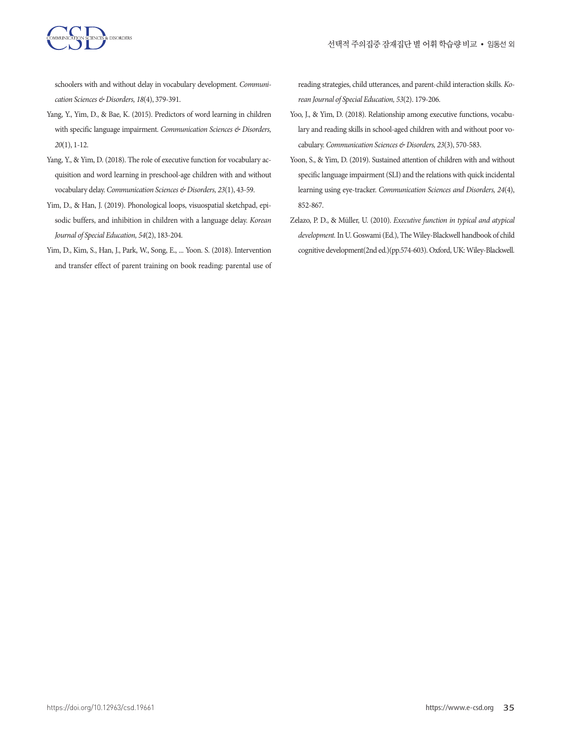schoolers with and without delay in vocabulary development. *Communication Sciences & Disorders, 18*(4), 379-391.

Yang, Y., Yim, D., & Bae, K. (2015). Predictors of word learning in children with specific language impairment. *Communication Sciences & Disorders, 20*(1), 1-12.

Yang, Y., & Yim, D. (2018). The role of executive function for vocabulary acquisition and word learning in preschool-age children with and without vocabulary delay. *Communication Sciences & Disorders, 23*(1), 43-59.

Yim, D., & Han, J. (2019). Phonological loops, visuospatial sketchpad, episodic buffers, and inhibition in children with a language delay. *Korean Journal of Special Education, 54*(2), 183-204.

Yim, D., Kim, S., Han, J., Park, W., Song, E., ... Yoon. S. (2018). Intervention and transfer effect of parent training on book reading: parental use of reading strategies, child utterances, and parent-child interaction skills. *Korean Journal of Special Education, 53*(2). 179-206.

Yoo, J., & Yim, D. (2018). Relationship among executive functions, vocabulary and reading skills in school-aged children with and without poor vocabulary. *Communication Sciences & Disorders, 23*(3), 570-583.

Yoon, S., & Yim, D. (2019). Sustained attention of children with and without specific language impairment (SLI) and the relations with quick incidental learning using eye-tracker. *Communication Sciences and Disorders, 24*(4), 852-867.

Zelazo, P. D., & Müller, U. (2010). *Executive function in typical and atypical development.* In U. Goswami (Ed.), The Wiley-Blackwell handbook of child cognitive development(2nd ed.)(pp.574-603). Oxford, UK: Wiley-Blackwell.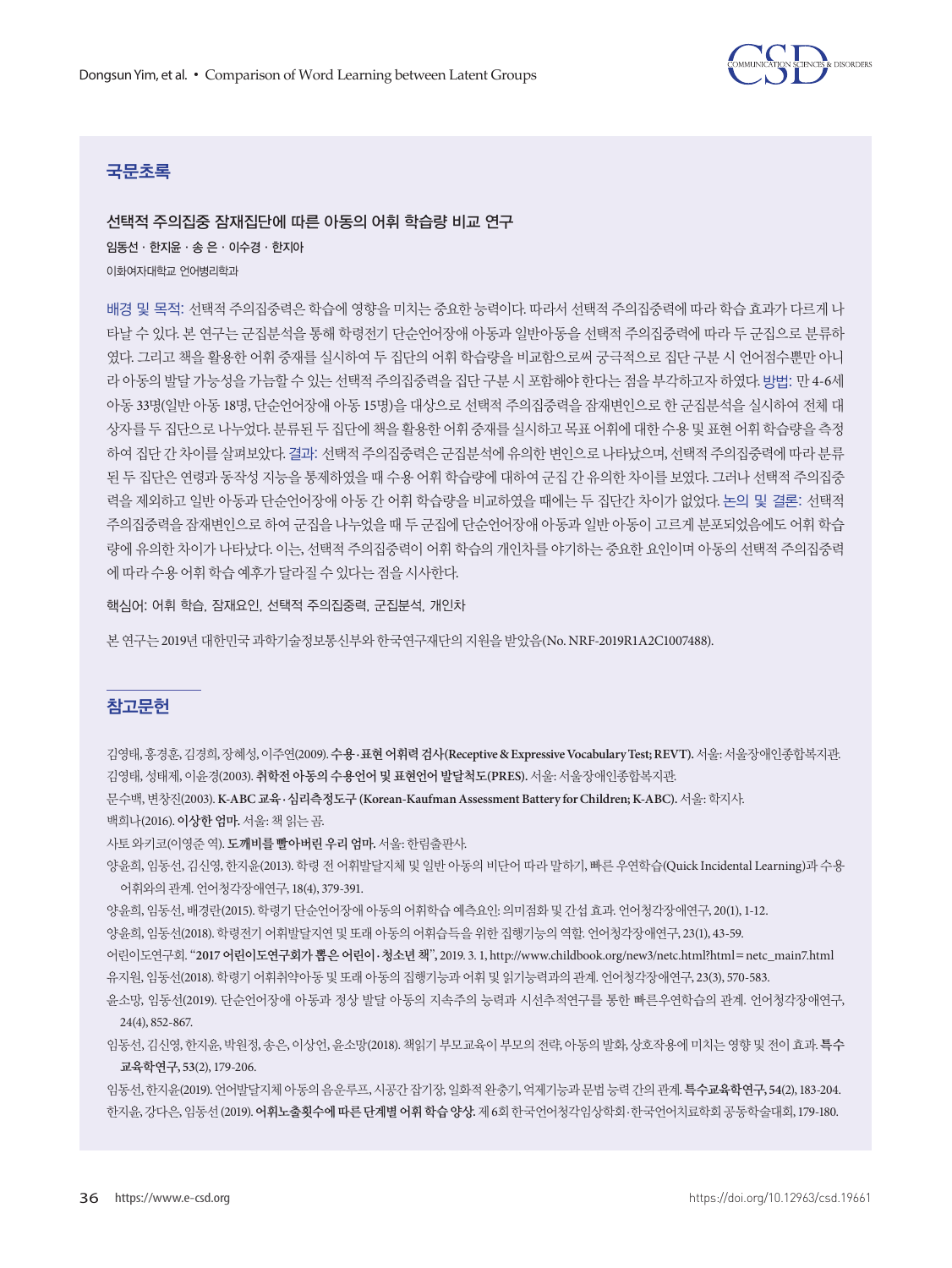## 국문초록

### 선택적 주의집중 잠재집단에 따른 아동의 어휘 학습량 비교 연구

**임동선 · 한지윤 · 송 은 · 이수경 · 한지아**

이화여자대학교 언어병리학과

배경 및 목적: 선택적 주의집중력은 학습에 영향을 미치는 중요한 능력이다. 따라서 선택적 주의집중력에 따라 학습 효과가 다르게 나타날 수 있다. 본 연구는 군집분석을 통해 학령전기 단순언어장애 아동과 일반아동을 선택적 주의집중력에 따라 두 군집으로 분류하였다. 그리고 책을 활용한 어휘 중재를 실시하여 두 집단의 어휘 학습량을 비교함으로써 궁극적으로 집단 구분 시 언어점수뿐만 아니라 아동의 발달 가능성을 가늠할 수 있는 선택적 주의집중력을 집단 구분 시 포함해야 한다는 점을 부각하고자 하였다. 방법: 만 4-6세 아동 33명(일반 아동 18명, 단순언어장애 아동 15명)을 대상으로 선택적 주의집중력을 잠재변인으로 한 군집분석을 실시하여 전체 대상자를 두 집단으로 나누었다. 분류된 두 집단에 책을 활용한 어휘 중재를 실시하고 목표 어휘에 대한 수용 및 표현 어휘 학습량을 측정하여 집단 간 차이를 살펴보았다. 결과: 선택적 주의집중력은 군집분석에 유의한 변인으로 나타났으며, 선택적 주의집중력에 따라 분류된 두 집단은 연령과 동작성 지능을 통제하였을 때 수용 어휘 학습량에 대하여 군집 간 유의한 차이를 보였다. 그러나 선택적 주의집중력을 제외하고 일반 아동과 단순언어장애 아동 간 어휘 학습량을 비교하였을 때에는 두 집단간 차이가 없었다. 논의 및 결론: 선택적 주의집중력을 잠재변인으로 하여 군집을 나누었을 때 두 군집에 단순언어장애 아동과 일반 아동이 고르게 분포되었음에도 어휘 학습량에 유의한 차이가 나타났다. 이는, 선택적 주의집중력이 어휘 학습의 개인차를 야기하는 중요한 요인이며 아동의 선택적 주의집중력에 따라 수용 어휘 학습 예후가 달라질 수 있다는 점을 시사한다.

핵심어: 어휘 학습, 잠재요인, 선택적 주의집중력, 군집분석, 개인차

본 연구는 2019년 대한민국 과학기술정보통신부와 한국연구재단의 지원을 받았음(No. NRF-2019R1A2C1007488).

## 참고문헌

김영태, 홍경훈, 김경희, 장혜성, 이주연(2009). **수용·표현 어휘력 검사(Receptive & Expressive Vocabulary Test; REVT).** 서울: 서울장애인종합복지관.

김영태, 성태제, 이윤경(2003). **취학전 아동의 수용언어 및 표현언어 발달척도(PRES).** 서울: 서울장애인종합복지관.

문수백, 변창진(2003). **K-ABC 교육·심리측정도구 (Korean-Kaufman Assessment Battery for Children; K-ABC).** 서울: 학지사.

백희나(2016). **이상한 엄마.** 서울: 책 읽는 곰.

사토 와키코(이영준 역). **도깨비를 빨아버린 우리 엄마.** 서울: 한림출판사.

양윤희, 임동선, 김신영, 한지윤(2013). 학령 전 어휘발달지체 및 일반 아동의 비단어 따라 말하기, 빠른 우연학습(Quick Incidental Learning)과 수용 어휘와의 관계. 언어청각장애연구, 18(4), 379-391.

양윤희, 임동선, 배경란(2015). 학령기 단순언어장애 아동의 어휘학습 예측요인: 의미점화 및 간섭 효과. 언어청각장애연구, 20(1), 1-12.

양윤희, 임동선(2018). 학령전기 어휘발달지연 및 또래 아동의 어휘습득을 위한 집행기능의 역할. 언어청각장애연구, 23(1), 43-59.

어린이도연구회. "**2017 어린이도연구회가 뽑은 어린이·청소년 책**", 2019. 3. 1, http://www.childbook.org/new3/netc.html?html=netc_main7.html

유지원, 임동선(2018). 학령기 어휘취약아동 및 또래 아동의 집행기능과 어휘 및 읽기능력과의 관계. 언어청각장애연구, 23(3), 570-583.

윤소망, 임동선(2019). 단순언어장애 아동과 정상 발달 아동의 지속주의 능력과 시선추적연구를 통한 빠른우연학습의 관계. 언어청각장애연구, 24(4), 852-867.

임동선, 김신영, 한지윤, 박원정, 송은, 이상언, 윤소망(2018). 책읽기 부모교육이 부모의 전략, 아동의 발화, 상호작용에 미치는 영향 및 전이 효과. **특수교육학연구, 53**(2), 179-206.

임동선, 한지윤(2019). 언어발달지체 아동의 음운루프, 시공간 잡기장, 일화적 완충기, 억제기능과 문법 능력 간의 관계. **특수교육학연구, 54**(2), 183-204.

한지윤, 강다은, 임동선 (2019). **어휘노출횟수에 따른 단계별 어휘 학습 양상.** 제 6회 한국언어청각임상학회·한국언어치료학회 공동학술대회, 179-180.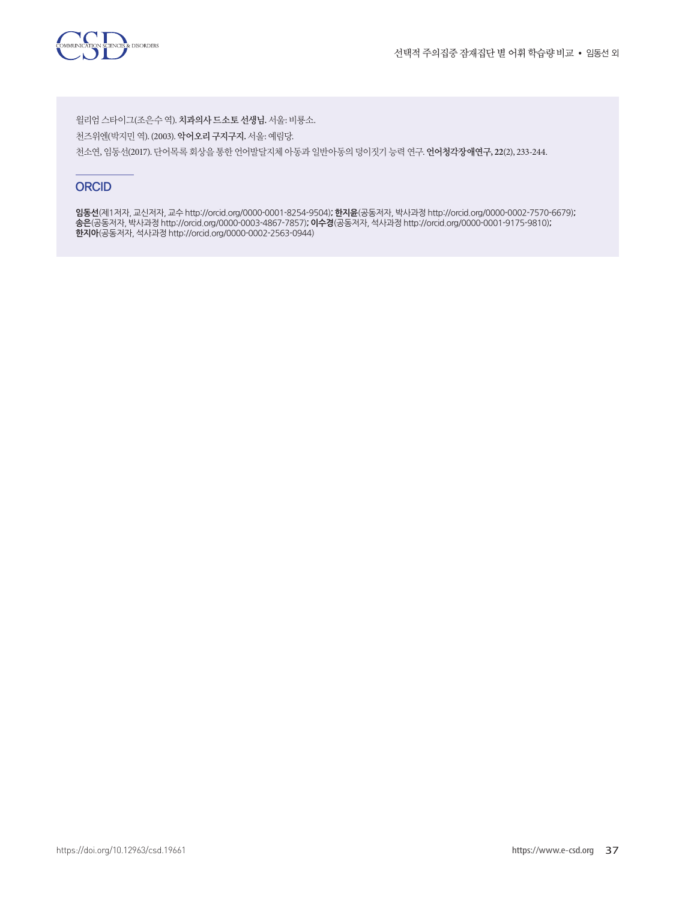윌리엄 스타이그(조은수 역). **치과의사 드소토 선생님.** 서울: 비룡소.

천즈위엔(박지민 역). (2003). **악어오리 구지구지.** 서울: 예림당.

천소연, 임동선(2017). 단어목록 회상을 통한 언어발달지체 아동과 일반아동의 덩이짓기 능력 연구. **언어청각장애연구, 22**(2), 233-244.

## ORCID

**임동선**(제1저자, 교신저자, 교수 http://orcid.org/0000-0001-8254-9504); **한지윤**(공동저자, 박사과정 http://orcid.org/0000-0002-7570-6679); **송은**(공동저자, 박사과정 http://orcid.org/0000-0003-4867-7857); **이수경**(공동저자, 석사과정 http://orcid.org/0000-0001-9175-9810); **한지아**(공동저자, 석사과정 http://orcid.org/0000-0002-2563-0944)